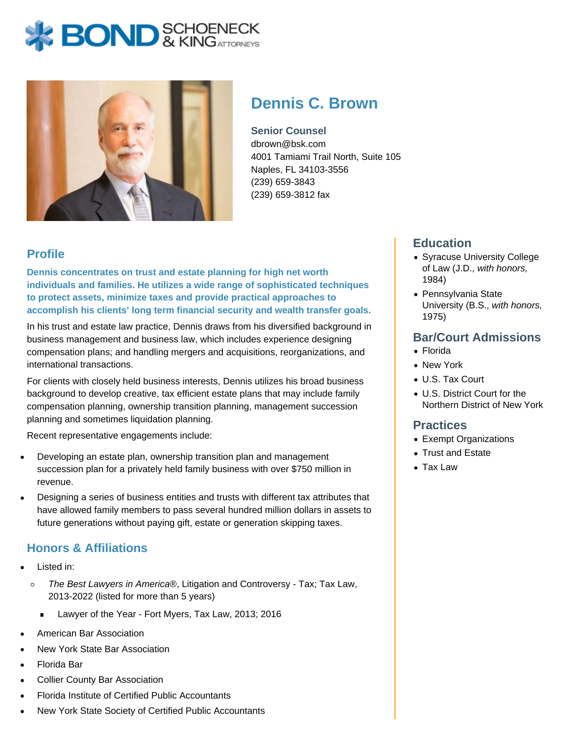# Dennis C. Brown

**Senior Counsel**
dbrown@bsk.com
4001 Tamiami Trail North, Suite 105
Naples, FL 34103-3556
(239) 659-3843
(239) 659-3812 fax

## Profile

**Dennis concentrates on trust and estate planning for high net worth individuals and families. He utilizes a wide range of sophisticated techniques to protect assets, minimize taxes and provide practical approaches to accomplish his clients' long term financial security and wealth transfer goals.**

In his trust and estate law practice, Dennis draws from his diversified background in business management and business law, which includes experience designing compensation plans; and handling mergers and acquisitions, reorganizations, and international transactions.

For clients with closely held business interests, Dennis utilizes his broad business background to develop creative, tax efficient estate plans that may include family compensation planning, ownership transition planning, management succession planning and sometimes liquidation planning.

Recent representative engagements include:

- Developing an estate plan, ownership transition plan and management succession plan for a privately held family business with over $750 million in revenue.
- Designing a series of business entities and trusts with different tax attributes that have allowed family members to pass several hundred million dollars in assets to future generations without paying gift, estate or generation skipping taxes.

## Honors & Affiliations

- Listed in:
  - *The Best Lawyers in America*®, Litigation and Controversy - Tax; Tax Law, 2013-2022 (listed for more than 5 years)
    - Lawyer of the Year - Fort Myers, Tax Law, 2013; 2016
- American Bar Association
- New York State Bar Association
- Florida Bar
- Collier County Bar Association
- Florida Institute of Certified Public Accountants
- New York State Society of Certified Public Accountants

## Education

- Syracuse University College of Law (J.D., *with honors,* 1984)
- Pennsylvania State University (B.S., *with honors,* 1975)

## Bar/Court Admissions

- Florida
- New York
- U.S. Tax Court
- U.S. District Court for the Northern District of New York

## Practices

- Exempt Organizations
- Trust and Estate
- Tax Law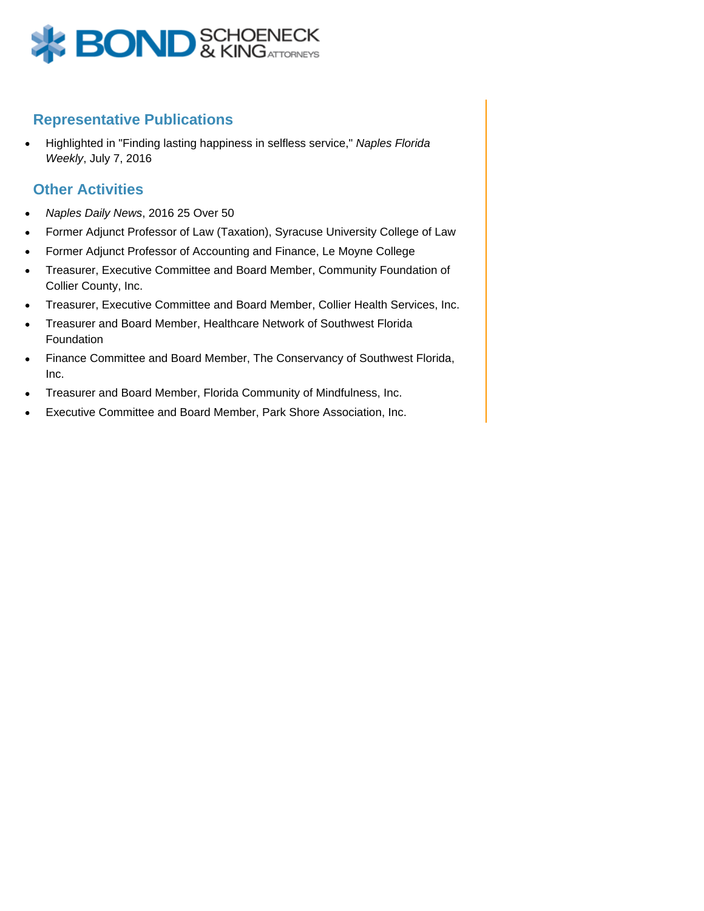## Representative Publications

- Highlighted in "Finding lasting happiness in selfless service," *Naples Florida Weekly*, July 7, 2016

## Other Activities

- *Naples Daily News*, 2016 25 Over 50
- Former Adjunct Professor of Law (Taxation), Syracuse University College of Law
- Former Adjunct Professor of Accounting and Finance, Le Moyne College
- Treasurer, Executive Committee and Board Member, Community Foundation of Collier County, Inc.
- Treasurer, Executive Committee and Board Member, Collier Health Services, Inc.
- Treasurer and Board Member, Healthcare Network of Southwest Florida Foundation
- Finance Committee and Board Member, The Conservancy of Southwest Florida, Inc.
- Treasurer and Board Member, Florida Community of Mindfulness, Inc.
- Executive Committee and Board Member, Park Shore Association, Inc.